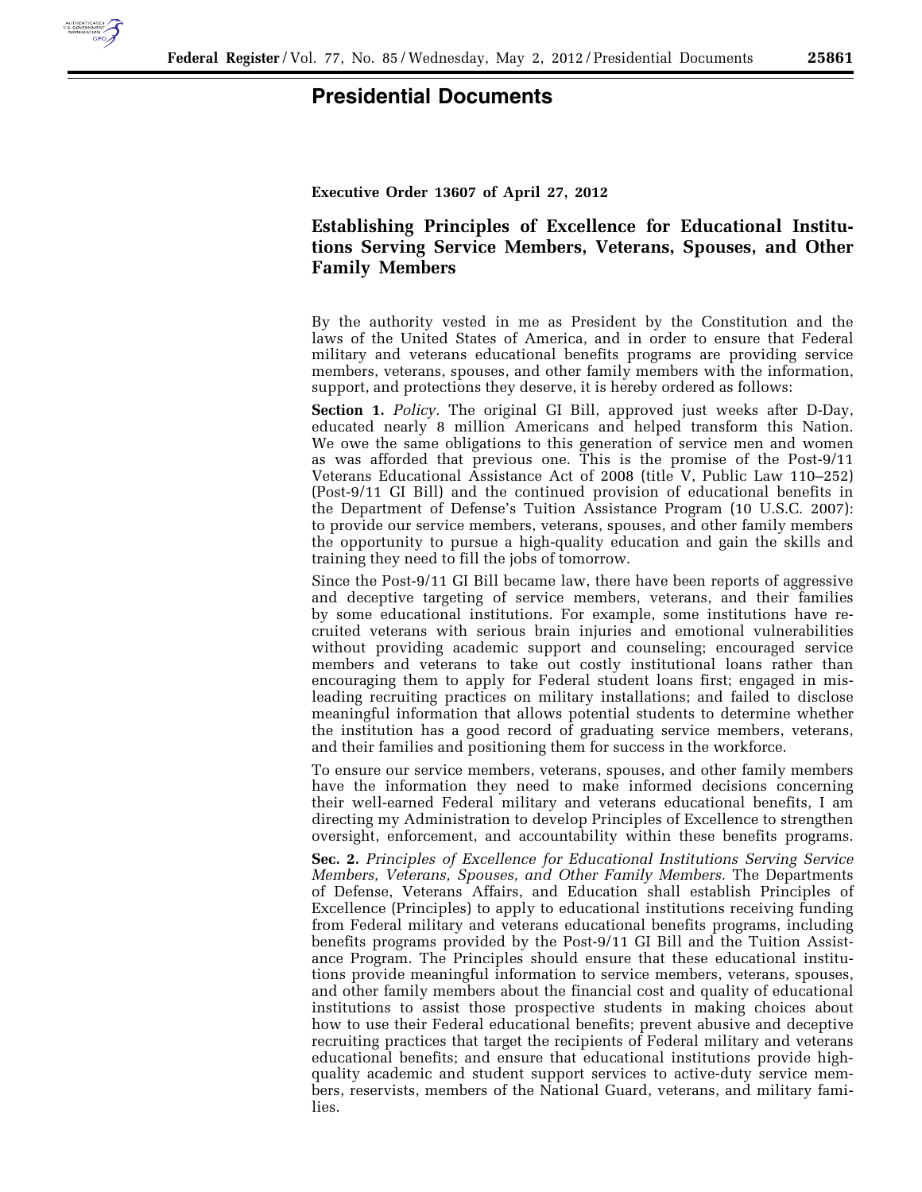# Presidential Documents

**Executive Order 13607 of April 27, 2012**

## Establishing Principles of Excellence for Educational Institutions Serving Service Members, Veterans, Spouses, and Other Family Members

By the authority vested in me as President by the Constitution and the laws of the United States of America, and in order to ensure that Federal military and veterans educational benefits programs are providing service members, veterans, spouses, and other family members with the information, support, and protections they deserve, it is hereby ordered as follows:

**Section 1.** *Policy.* The original GI Bill, approved just weeks after D-Day, educated nearly 8 million Americans and helped transform this Nation. We owe the same obligations to this generation of service men and women as was afforded that previous one. This is the promise of the Post-9/11 Veterans Educational Assistance Act of 2008 (title V, Public Law 110–252) (Post-9/11 GI Bill) and the continued provision of educational benefits in the Department of Defense's Tuition Assistance Program (10 U.S.C. 2007): to provide our service members, veterans, spouses, and other family members the opportunity to pursue a high-quality education and gain the skills and training they need to fill the jobs of tomorrow.

Since the Post-9/11 GI Bill became law, there have been reports of aggressive and deceptive targeting of service members, veterans, and their families by some educational institutions. For example, some institutions have recruited veterans with serious brain injuries and emotional vulnerabilities without providing academic support and counseling; encouraged service members and veterans to take out costly institutional loans rather than encouraging them to apply for Federal student loans first; engaged in misleading recruiting practices on military installations; and failed to disclose meaningful information that allows potential students to determine whether the institution has a good record of graduating service members, veterans, and their families and positioning them for success in the workforce.

To ensure our service members, veterans, spouses, and other family members have the information they need to make informed decisions concerning their well-earned Federal military and veterans educational benefits, I am directing my Administration to develop Principles of Excellence to strengthen oversight, enforcement, and accountability within these benefits programs.

**Sec. 2.** *Principles of Excellence for Educational Institutions Serving Service Members, Veterans, Spouses, and Other Family Members.* The Departments of Defense, Veterans Affairs, and Education shall establish Principles of Excellence (Principles) to apply to educational institutions receiving funding from Federal military and veterans educational benefits programs, including benefits programs provided by the Post-9/11 GI Bill and the Tuition Assistance Program. The Principles should ensure that these educational institutions provide meaningful information to service members, veterans, spouses, and other family members about the financial cost and quality of educational institutions to assist those prospective students in making choices about how to use their Federal educational benefits; prevent abusive and deceptive recruiting practices that target the recipients of Federal military and veterans educational benefits; and ensure that educational institutions provide high-quality academic and student support services to active-duty service members, reservists, members of the National Guard, veterans, and military families.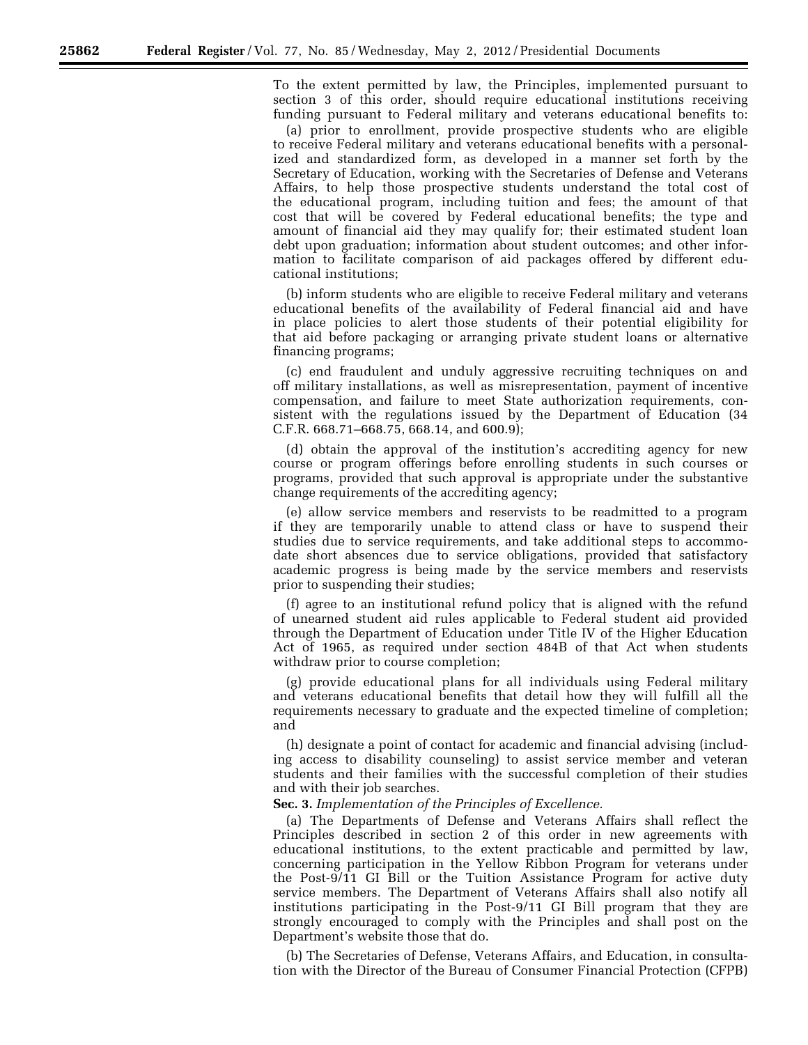To the extent permitted by law, the Principles, implemented pursuant to section 3 of this order, should require educational institutions receiving funding pursuant to Federal military and veterans educational benefits to:

(a) prior to enrollment, provide prospective students who are eligible to receive Federal military and veterans educational benefits with a personalized and standardized form, as developed in a manner set forth by the Secretary of Education, working with the Secretaries of Defense and Veterans Affairs, to help those prospective students understand the total cost of the educational program, including tuition and fees; the amount of that cost that will be covered by Federal educational benefits; the type and amount of financial aid they may qualify for; their estimated student loan debt upon graduation; information about student outcomes; and other information to facilitate comparison of aid packages offered by different educational institutions;

(b) inform students who are eligible to receive Federal military and veterans educational benefits of the availability of Federal financial aid and have in place policies to alert those students of their potential eligibility for that aid before packaging or arranging private student loans or alternative financing programs;

(c) end fraudulent and unduly aggressive recruiting techniques on and off military installations, as well as misrepresentation, payment of incentive compensation, and failure to meet State authorization requirements, consistent with the regulations issued by the Department of Education (34 C.F.R. 668.71–668.75, 668.14, and 600.9);

(d) obtain the approval of the institution's accrediting agency for new course or program offerings before enrolling students in such courses or programs, provided that such approval is appropriate under the substantive change requirements of the accrediting agency;

(e) allow service members and reservists to be readmitted to a program if they are temporarily unable to attend class or have to suspend their studies due to service requirements, and take additional steps to accommodate short absences due to service obligations, provided that satisfactory academic progress is being made by the service members and reservists prior to suspending their studies;

(f) agree to an institutional refund policy that is aligned with the refund of unearned student aid rules applicable to Federal student aid provided through the Department of Education under Title IV of the Higher Education Act of 1965, as required under section 484B of that Act when students withdraw prior to course completion;

(g) provide educational plans for all individuals using Federal military and veterans educational benefits that detail how they will fulfill all the requirements necessary to graduate and the expected timeline of completion; and

(h) designate a point of contact for academic and financial advising (including access to disability counseling) to assist service member and veteran students and their families with the successful completion of their studies and with their job searches.

**Sec. 3.** *Implementation of the Principles of Excellence.*

(a) The Departments of Defense and Veterans Affairs shall reflect the Principles described in section 2 of this order in new agreements with educational institutions, to the extent practicable and permitted by law, concerning participation in the Yellow Ribbon Program for veterans under the Post-9/11 GI Bill or the Tuition Assistance Program for active duty service members. The Department of Veterans Affairs shall also notify all institutions participating in the Post-9/11 GI Bill program that they are strongly encouraged to comply with the Principles and shall post on the Department's website those that do.

(b) The Secretaries of Defense, Veterans Affairs, and Education, in consultation with the Director of the Bureau of Consumer Financial Protection (CFPB)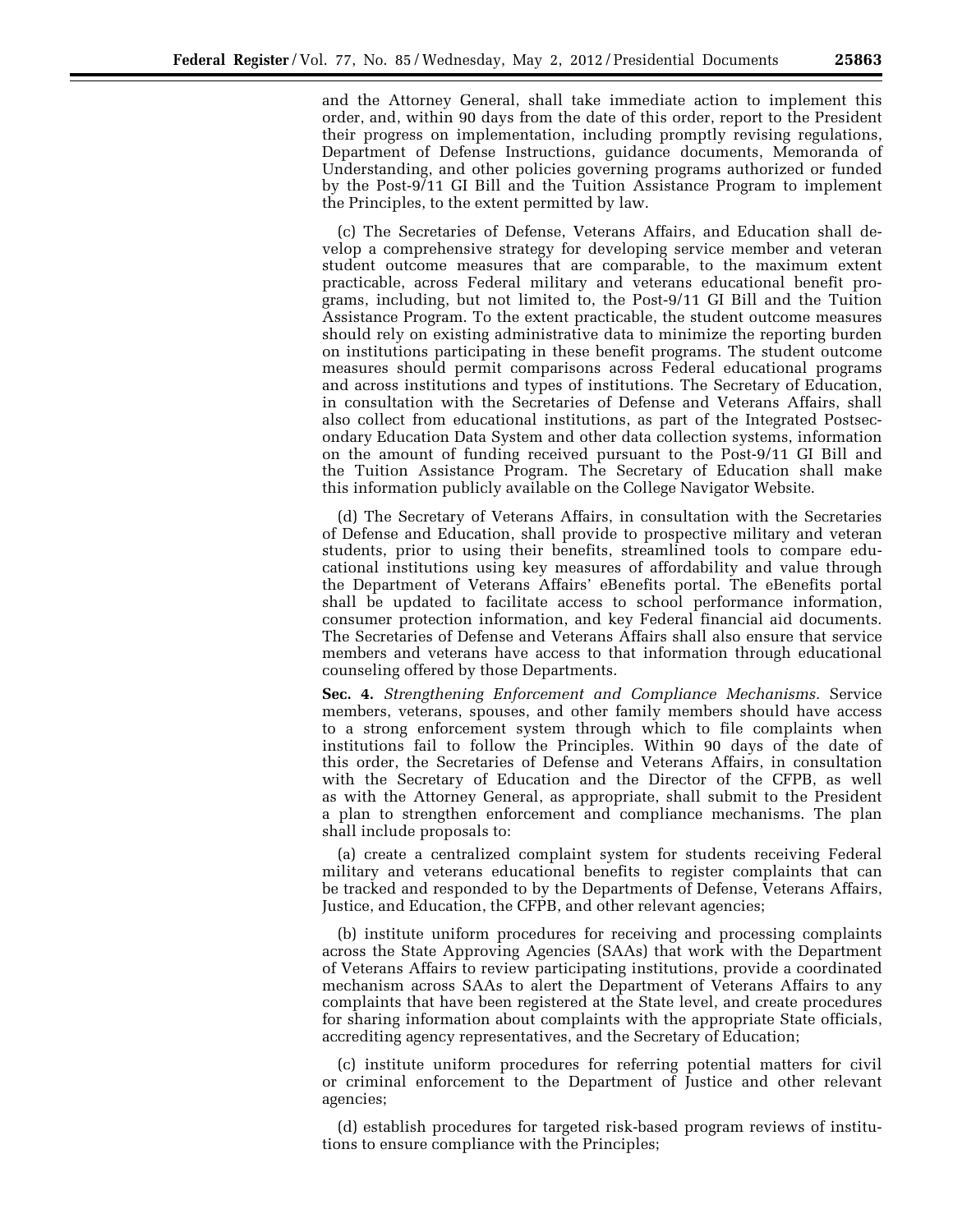and the Attorney General, shall take immediate action to implement this order, and, within 90 days from the date of this order, report to the President their progress on implementation, including promptly revising regulations, Department of Defense Instructions, guidance documents, Memoranda of Understanding, and other policies governing programs authorized or funded by the Post-9/11 GI Bill and the Tuition Assistance Program to implement the Principles, to the extent permitted by law.

(c) The Secretaries of Defense, Veterans Affairs, and Education shall develop a comprehensive strategy for developing service member and veteran student outcome measures that are comparable, to the maximum extent practicable, across Federal military and veterans educational benefit programs, including, but not limited to, the Post-9/11 GI Bill and the Tuition Assistance Program. To the extent practicable, the student outcome measures should rely on existing administrative data to minimize the reporting burden on institutions participating in these benefit programs. The student outcome measures should permit comparisons across Federal educational programs and across institutions and types of institutions. The Secretary of Education, in consultation with the Secretaries of Defense and Veterans Affairs, shall also collect from educational institutions, as part of the Integrated Postsecondary Education Data System and other data collection systems, information on the amount of funding received pursuant to the Post-9/11 GI Bill and the Tuition Assistance Program. The Secretary of Education shall make this information publicly available on the College Navigator Website.

(d) The Secretary of Veterans Affairs, in consultation with the Secretaries of Defense and Education, shall provide to prospective military and veteran students, prior to using their benefits, streamlined tools to compare educational institutions using key measures of affordability and value through the Department of Veterans Affairs' eBenefits portal. The eBenefits portal shall be updated to facilitate access to school performance information, consumer protection information, and key Federal financial aid documents. The Secretaries of Defense and Veterans Affairs shall also ensure that service members and veterans have access to that information through educational counseling offered by those Departments.

**Sec. 4.** *Strengthening Enforcement and Compliance Mechanisms.* Service members, veterans, spouses, and other family members should have access to a strong enforcement system through which to file complaints when institutions fail to follow the Principles. Within 90 days of the date of this order, the Secretaries of Defense and Veterans Affairs, in consultation with the Secretary of Education and the Director of the CFPB, as well as with the Attorney General, as appropriate, shall submit to the President a plan to strengthen enforcement and compliance mechanisms. The plan shall include proposals to:

(a) create a centralized complaint system for students receiving Federal military and veterans educational benefits to register complaints that can be tracked and responded to by the Departments of Defense, Veterans Affairs, Justice, and Education, the CFPB, and other relevant agencies;

(b) institute uniform procedures for receiving and processing complaints across the State Approving Agencies (SAAs) that work with the Department of Veterans Affairs to review participating institutions, provide a coordinated mechanism across SAAs to alert the Department of Veterans Affairs to any complaints that have been registered at the State level, and create procedures for sharing information about complaints with the appropriate State officials, accrediting agency representatives, and the Secretary of Education;

(c) institute uniform procedures for referring potential matters for civil or criminal enforcement to the Department of Justice and other relevant agencies;

(d) establish procedures for targeted risk-based program reviews of institutions to ensure compliance with the Principles;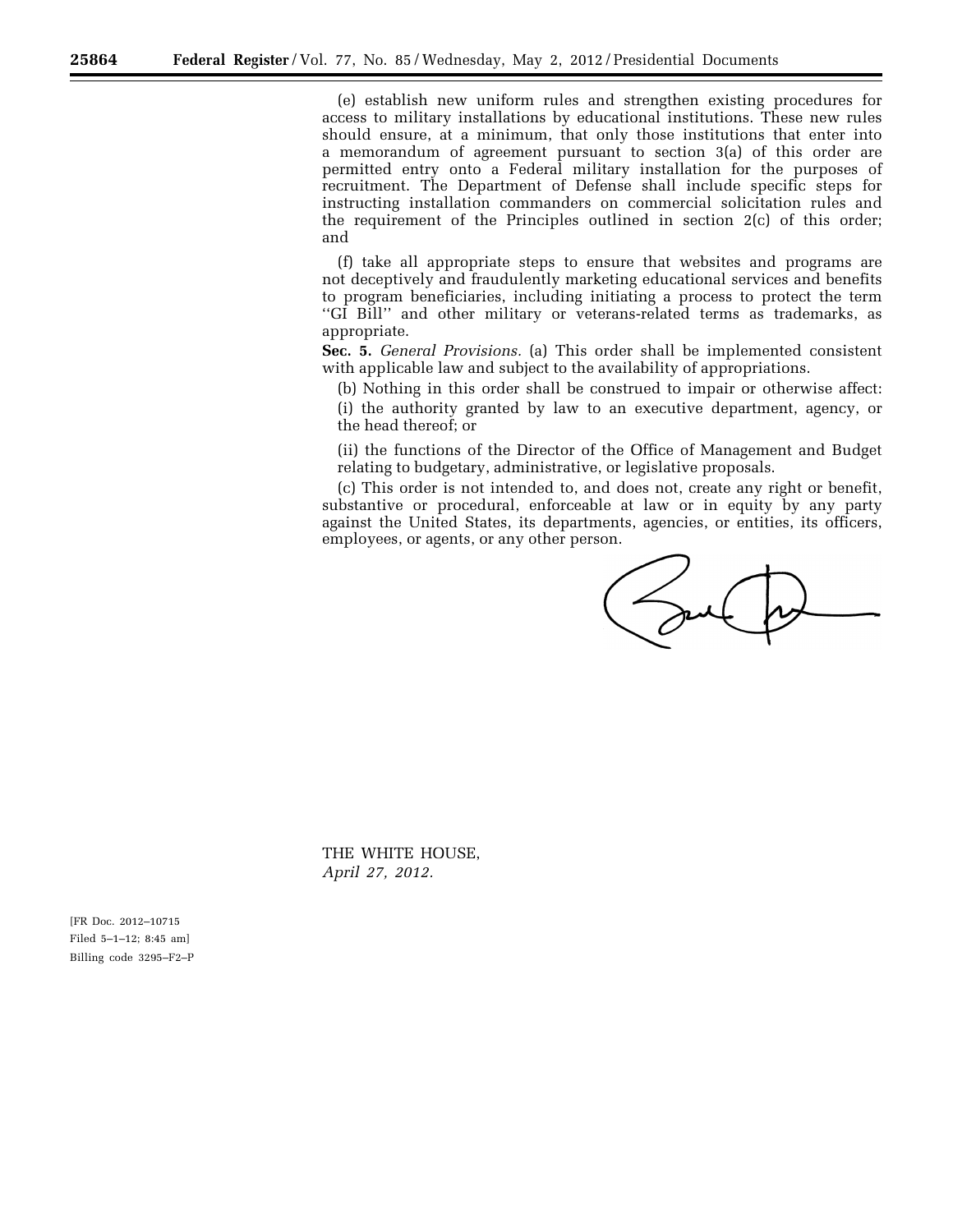(e) establish new uniform rules and strengthen existing procedures for access to military installations by educational institutions. These new rules should ensure, at a minimum, that only those institutions that enter into a memorandum of agreement pursuant to section 3(a) of this order are permitted entry onto a Federal military installation for the purposes of recruitment. The Department of Defense shall include specific steps for instructing installation commanders on commercial solicitation rules and the requirement of the Principles outlined in section 2(c) of this order; and

(f) take all appropriate steps to ensure that websites and programs are not deceptively and fraudulently marketing educational services and benefits to program beneficiaries, including initiating a process to protect the term ''GI Bill'' and other military or veterans-related terms as trademarks, as appropriate.

**Sec. 5.** *General Provisions.* (a) This order shall be implemented consistent with applicable law and subject to the availability of appropriations.

(b) Nothing in this order shall be construed to impair or otherwise affect:

(i) the authority granted by law to an executive department, agency, or the head thereof; or

(ii) the functions of the Director of the Office of Management and Budget relating to budgetary, administrative, or legislative proposals.

(c) This order is not intended to, and does not, create any right or benefit, substantive or procedural, enforceable at law or in equity by any party against the United States, its departments, agencies, or entities, its officers, employees, or agents, or any other person.

THE WHITE HOUSE,
*April 27, 2012.*

[FR Doc. 2012–10715
Filed 5–1–12; 8:45 am]
Billing code 3295–F2–P